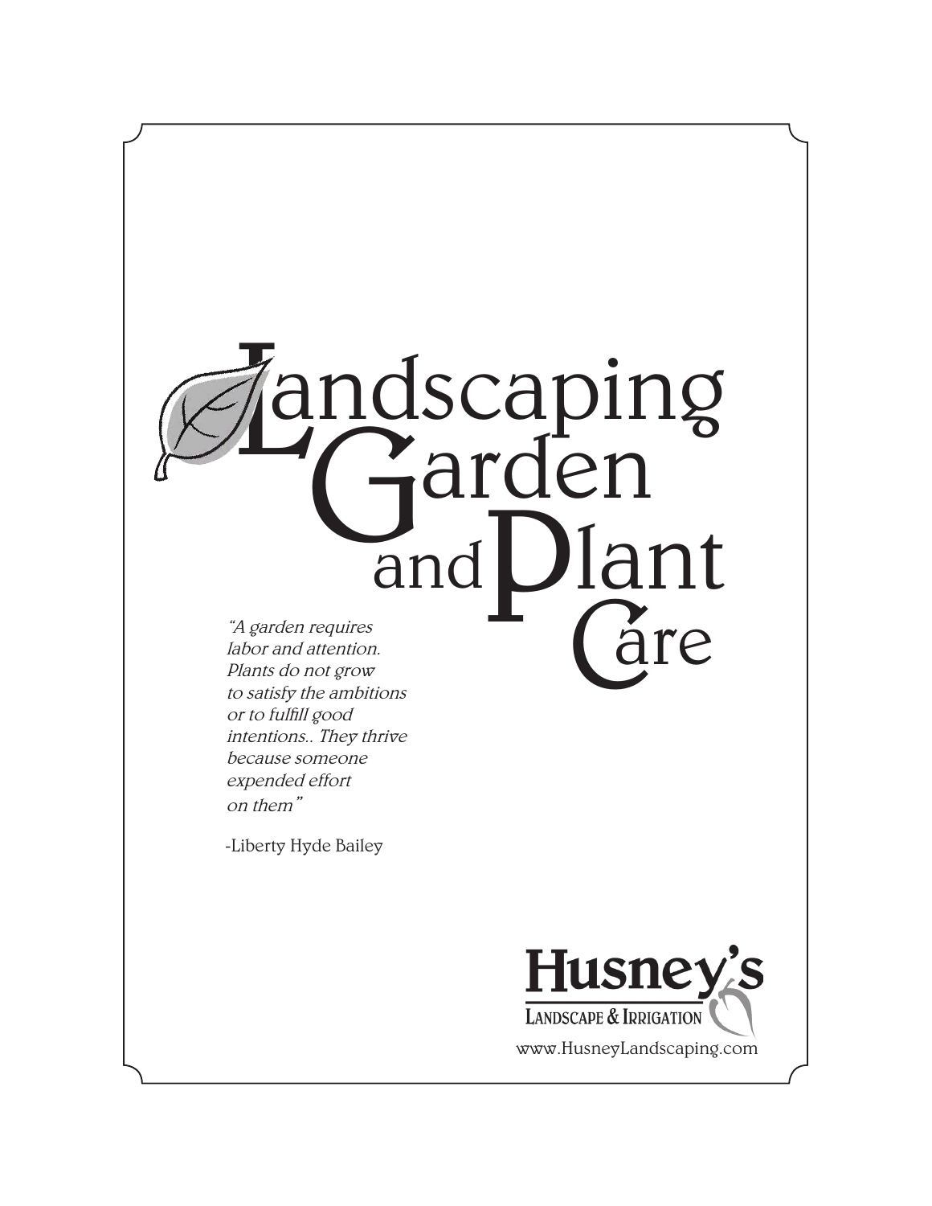# Landscaping Garden and Plant Care

*"A garden requires labor and attention. Plants do not grow to satisfy the ambitions or to fulfill good intentions.. They thrive because someone expended effort on them"*

-Liberty Hyde Bailey

**Husney's**
LANDSCAPE & IRRIGATION
www.HusneyLandscaping.com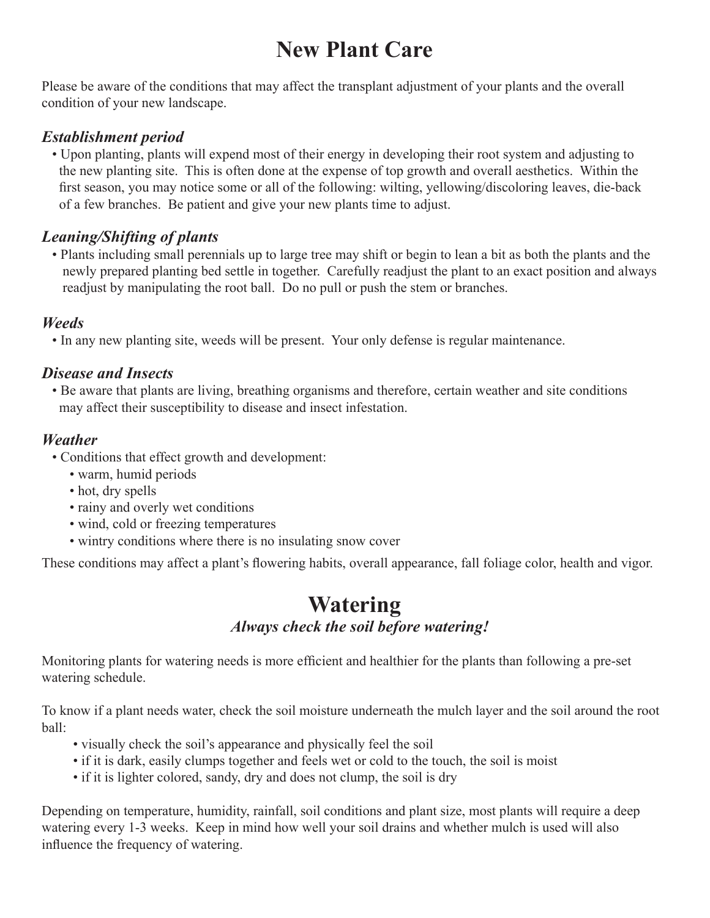# New Plant Care

Please be aware of the conditions that may affect the transplant adjustment of your plants and the overall condition of your new landscape.

### *Establishment period*

- Upon planting, plants will expend most of their energy in developing their root system and adjusting to the new planting site. This is often done at the expense of top growth and overall aesthetics. Within the first season, you may notice some or all of the following: wilting, yellowing/discoloring leaves, die-back of a few branches. Be patient and give your new plants time to adjust.

### *Leaning/Shifting of plants*

- Plants including small perennials up to large tree may shift or begin to lean a bit as both the plants and the newly prepared planting bed settle in together. Carefully readjust the plant to an exact position and always readjust by manipulating the root ball. Do no pull or push the stem or branches.

### *Weeds*

- In any new planting site, weeds will be present. Your only defense is regular maintenance.

### *Disease and Insects*

- Be aware that plants are living, breathing organisms and therefore, certain weather and site conditions may affect their susceptibility to disease and insect infestation.

### *Weather*

- Conditions that effect growth and development:
  - warm, humid periods
  - hot, dry spells
  - rainy and overly wet conditions
  - wind, cold or freezing temperatures
  - wintry conditions where there is no insulating snow cover

These conditions may affect a plant's flowering habits, overall appearance, fall foliage color, health and vigor.

# Watering

***Always check the soil before watering!***

Monitoring plants for watering needs is more efficient and healthier for the plants than following a pre-set watering schedule.

To know if a plant needs water, check the soil moisture underneath the mulch layer and the soil around the root ball:

- visually check the soil's appearance and physically feel the soil
- if it is dark, easily clumps together and feels wet or cold to the touch, the soil is moist
- if it is lighter colored, sandy, dry and does not clump, the soil is dry

Depending on temperature, humidity, rainfall, soil conditions and plant size, most plants will require a deep watering every 1-3 weeks. Keep in mind how well your soil drains and whether mulch is used will also influence the frequency of watering.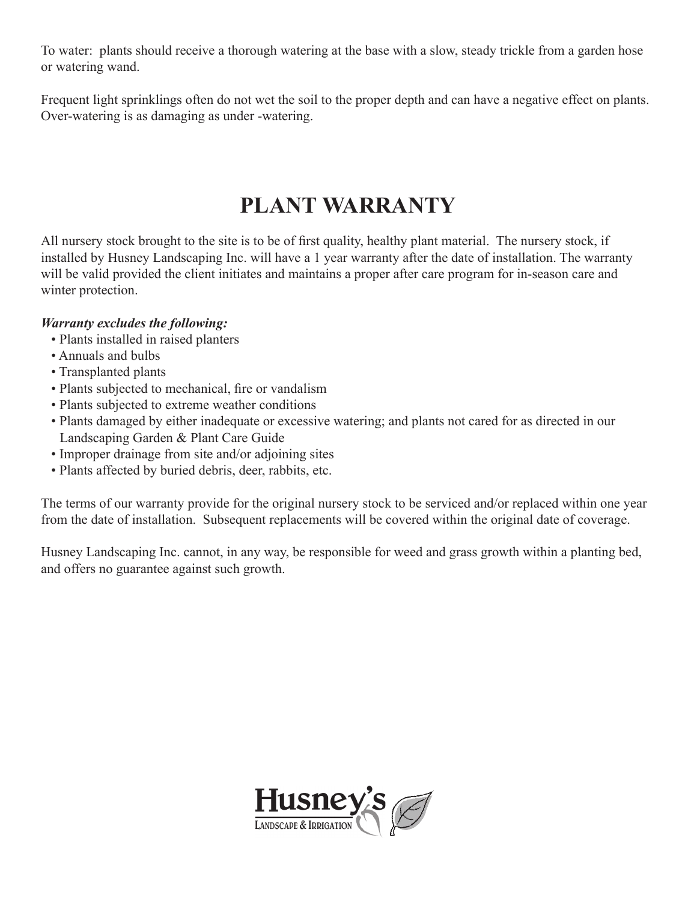To water: plants should receive a thorough watering at the base with a slow, steady trickle from a garden hose or watering wand.

Frequent light sprinklings often do not wet the soil to the proper depth and can have a negative effect on plants. Over-watering is as damaging as under -watering.

# PLANT WARRANTY

All nursery stock brought to the site is to be of first quality, healthy plant material. The nursery stock, if installed by Husney Landscaping Inc. will have a 1 year warranty after the date of installation. The warranty will be valid provided the client initiates and maintains a proper after care program for in-season care and winter protection.

***Warranty excludes the following:***

- Plants installed in raised planters
- Annuals and bulbs
- Transplanted plants
- Plants subjected to mechanical, fire or vandalism
- Plants subjected to extreme weather conditions
- Plants damaged by either inadequate or excessive watering; and plants not cared for as directed in our Landscaping Garden & Plant Care Guide
- Improper drainage from site and/or adjoining sites
- Plants affected by buried debris, deer, rabbits, etc.

The terms of our warranty provide for the original nursery stock to be serviced and/or replaced within one year from the date of installation. Subsequent replacements will be covered within the original date of coverage.

Husney Landscaping Inc. cannot, in any way, be responsible for weed and grass growth within a planting bed, and offers no guarantee against such growth.

Husney's
Landscape & Irrigation